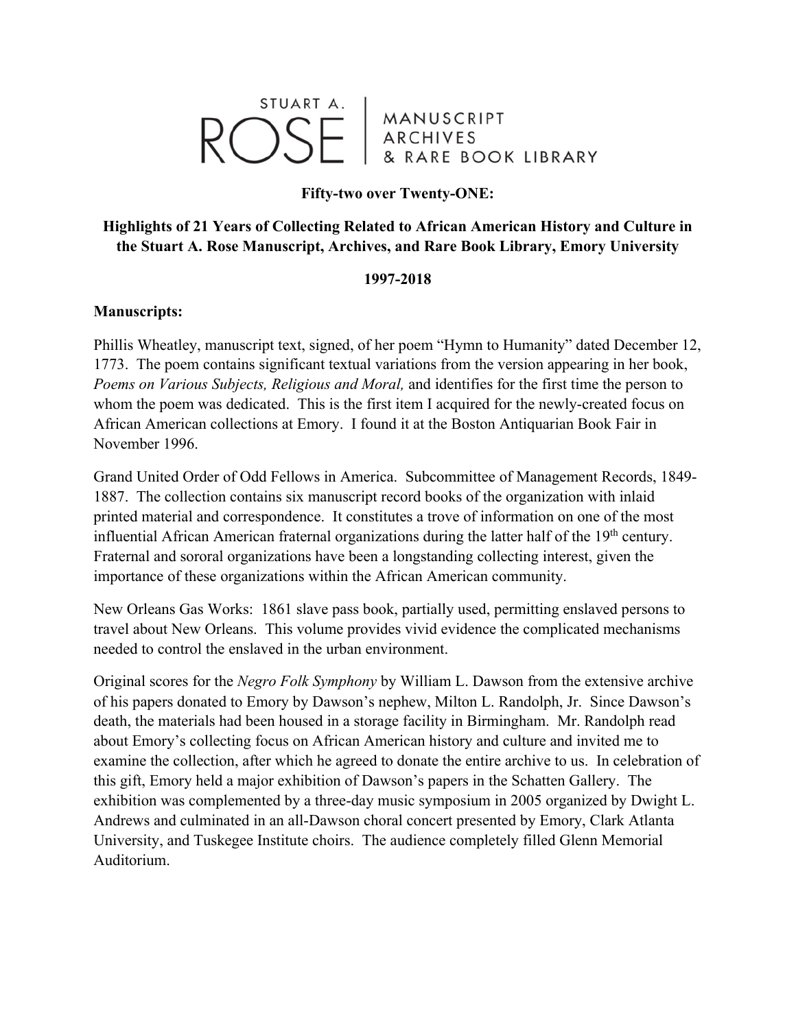STUART A. ROSE | MANUSCRIPT ARCHIVES & RARE BOOK LIBRARY

**Fifty-two over Twenty-ONE:**

**Highlights of 21 Years of Collecting Related to African American History and Culture in the Stuart A. Rose Manuscript, Archives, and Rare Book Library, Emory University**

**1997-2018**

## Manuscripts:

Phillis Wheatley, manuscript text, signed, of her poem "Hymn to Humanity" dated December 12, 1773. The poem contains significant textual variations from the version appearing in her book, *Poems on Various Subjects, Religious and Moral,* and identifies for the first time the person to whom the poem was dedicated. This is the first item I acquired for the newly-created focus on African American collections at Emory. I found it at the Boston Antiquarian Book Fair in November 1996.

Grand United Order of Odd Fellows in America. Subcommittee of Management Records, 1849-1887. The collection contains six manuscript record books of the organization with inlaid printed material and correspondence. It constitutes a trove of information on one of the most influential African American fraternal organizations during the latter half of the 19th century. Fraternal and sororal organizations have been a longstanding collecting interest, given the importance of these organizations within the African American community.

New Orleans Gas Works: 1861 slave pass book, partially used, permitting enslaved persons to travel about New Orleans. This volume provides vivid evidence the complicated mechanisms needed to control the enslaved in the urban environment.

Original scores for the *Negro Folk Symphony* by William L. Dawson from the extensive archive of his papers donated to Emory by Dawson's nephew, Milton L. Randolph, Jr. Since Dawson's death, the materials had been housed in a storage facility in Birmingham. Mr. Randolph read about Emory's collecting focus on African American history and culture and invited me to examine the collection, after which he agreed to donate the entire archive to us. In celebration of this gift, Emory held a major exhibition of Dawson's papers in the Schatten Gallery. The exhibition was complemented by a three-day music symposium in 2005 organized by Dwight L. Andrews and culminated in an all-Dawson choral concert presented by Emory, Clark Atlanta University, and Tuskegee Institute choirs. The audience completely filled Glenn Memorial Auditorium.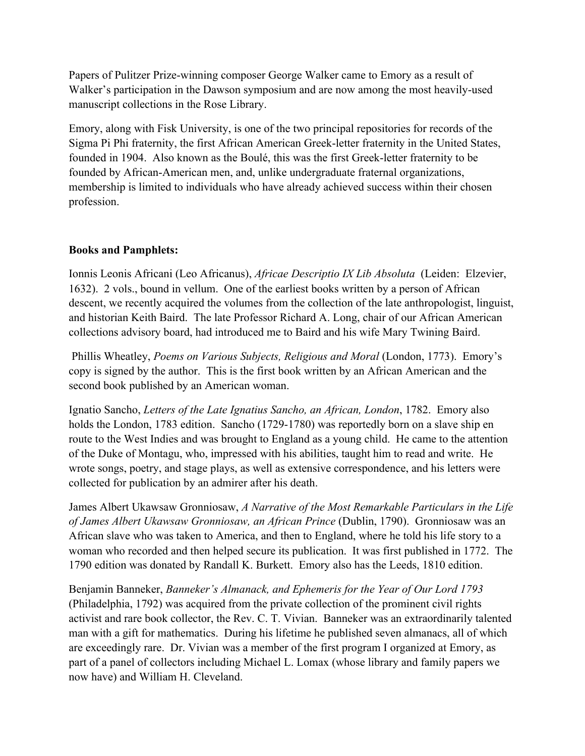Papers of Pulitzer Prize-winning composer George Walker came to Emory as a result of Walker's participation in the Dawson symposium and are now among the most heavily-used manuscript collections in the Rose Library.

Emory, along with Fisk University, is one of the two principal repositories for records of the Sigma Pi Phi fraternity, the first African American Greek-letter fraternity in the United States, founded in 1904. Also known as the Boulé, this was the first Greek-letter fraternity to be founded by African-American men, and, unlike undergraduate fraternal organizations, membership is limited to individuals who have already achieved success within their chosen profession.

**Books and Pamphlets:**

Ionnis Leonis Africani (Leo Africanus), *Africae Descriptio IX Lib Absoluta* (Leiden: Elzevier, 1632). 2 vols., bound in vellum. One of the earliest books written by a person of African descent, we recently acquired the volumes from the collection of the late anthropologist, linguist, and historian Keith Baird. The late Professor Richard A. Long, chair of our African American collections advisory board, had introduced me to Baird and his wife Mary Twining Baird.

Phillis Wheatley, *Poems on Various Subjects, Religious and Moral* (London, 1773). Emory's copy is signed by the author. This is the first book written by an African American and the second book published by an American woman.

Ignatio Sancho, *Letters of the Late Ignatius Sancho, an African, London*, 1782. Emory also holds the London, 1783 edition. Sancho (1729-1780) was reportedly born on a slave ship en route to the West Indies and was brought to England as a young child. He came to the attention of the Duke of Montagu, who, impressed with his abilities, taught him to read and write. He wrote songs, poetry, and stage plays, as well as extensive correspondence, and his letters were collected for publication by an admirer after his death.

James Albert Ukawsaw Gronniosaw, *A Narrative of the Most Remarkable Particulars in the Life of James Albert Ukawsaw Gronniosaw, an African Prince* (Dublin, 1790). Gronniosaw was an African slave who was taken to America, and then to England, where he told his life story to a woman who recorded and then helped secure its publication. It was first published in 1772. The 1790 edition was donated by Randall K. Burkett. Emory also has the Leeds, 1810 edition.

Benjamin Banneker, *Banneker's Almanack, and Ephemeris for the Year of Our Lord 1793* (Philadelphia, 1792) was acquired from the private collection of the prominent civil rights activist and rare book collector, the Rev. C. T. Vivian. Banneker was an extraordinarily talented man with a gift for mathematics. During his lifetime he published seven almanacs, all of which are exceedingly rare. Dr. Vivian was a member of the first program I organized at Emory, as part of a panel of collectors including Michael L. Lomax (whose library and family papers we now have) and William H. Cleveland.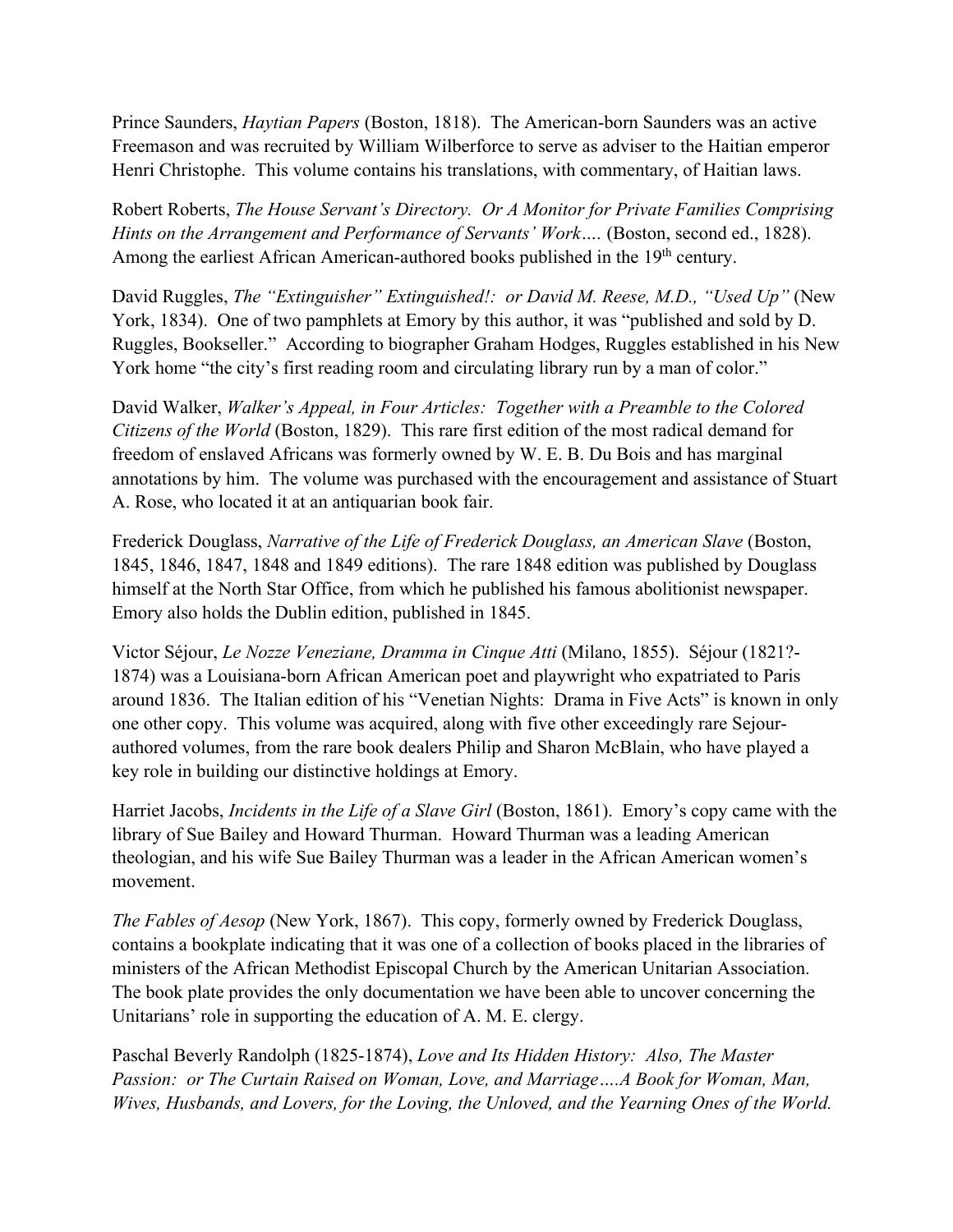Prince Saunders, *Haytian Papers* (Boston, 1818). The American-born Saunders was an active Freemason and was recruited by William Wilberforce to serve as adviser to the Haitian emperor Henri Christophe. This volume contains his translations, with commentary, of Haitian laws.

Robert Roberts, *The House Servant's Directory. Or A Monitor for Private Families Comprising Hints on the Arrangement and Performance of Servants' Work….* (Boston, second ed., 1828). Among the earliest African American-authored books published in the 19th century.

David Ruggles, *The "Extinguisher" Extinguished!: or David M. Reese, M.D., "Used Up"* (New York, 1834). One of two pamphlets at Emory by this author, it was "published and sold by D. Ruggles, Bookseller." According to biographer Graham Hodges, Ruggles established in his New York home "the city's first reading room and circulating library run by a man of color."

David Walker, *Walker's Appeal, in Four Articles: Together with a Preamble to the Colored Citizens of the World* (Boston, 1829). This rare first edition of the most radical demand for freedom of enslaved Africans was formerly owned by W. E. B. Du Bois and has marginal annotations by him. The volume was purchased with the encouragement and assistance of Stuart A. Rose, who located it at an antiquarian book fair.

Frederick Douglass, *Narrative of the Life of Frederick Douglass, an American Slave* (Boston, 1845, 1846, 1847, 1848 and 1849 editions). The rare 1848 edition was published by Douglass himself at the North Star Office, from which he published his famous abolitionist newspaper. Emory also holds the Dublin edition, published in 1845.

Victor Séjour, *Le Nozze Veneziane, Dramma in Cinque Atti* (Milano, 1855). Séjour (1821?-1874) was a Louisiana-born African American poet and playwright who expatriated to Paris around 1836. The Italian edition of his "Venetian Nights: Drama in Five Acts" is known in only one other copy. This volume was acquired, along with five other exceedingly rare Sejour-authored volumes, from the rare book dealers Philip and Sharon McBlain, who have played a key role in building our distinctive holdings at Emory.

Harriet Jacobs, *Incidents in the Life of a Slave Girl* (Boston, 1861). Emory's copy came with the library of Sue Bailey and Howard Thurman. Howard Thurman was a leading American theologian, and his wife Sue Bailey Thurman was a leader in the African American women's movement.

*The Fables of Aesop* (New York, 1867). This copy, formerly owned by Frederick Douglass, contains a bookplate indicating that it was one of a collection of books placed in the libraries of ministers of the African Methodist Episcopal Church by the American Unitarian Association. The book plate provides the only documentation we have been able to uncover concerning the Unitarians' role in supporting the education of A. M. E. clergy.

Paschal Beverly Randolph (1825-1874), *Love and Its Hidden History: Also, The Master Passion: or The Curtain Raised on Woman, Love, and Marriage….A Book for Woman, Man, Wives, Husbands, and Lovers, for the Loving, the Unloved, and the Yearning Ones of the World.*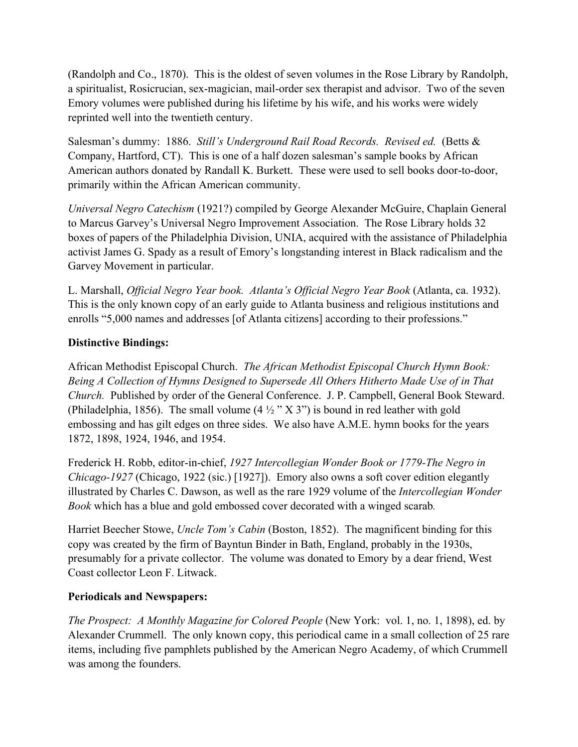(Randolph and Co., 1870). This is the oldest of seven volumes in the Rose Library by Randolph, a spiritualist, Rosicrucian, sex-magician, mail-order sex therapist and advisor. Two of the seven Emory volumes were published during his lifetime by his wife, and his works were widely reprinted well into the twentieth century.

Salesman's dummy: 1886. *Still's Underground Rail Road Records. Revised ed.* (Betts & Company, Hartford, CT). This is one of a half dozen salesman's sample books by African American authors donated by Randall K. Burkett. These were used to sell books door-to-door, primarily within the African American community.

*Universal Negro Catechism* (1921?) compiled by George Alexander McGuire, Chaplain General to Marcus Garvey's Universal Negro Improvement Association. The Rose Library holds 32 boxes of papers of the Philadelphia Division, UNIA, acquired with the assistance of Philadelphia activist James G. Spady as a result of Emory's longstanding interest in Black radicalism and the Garvey Movement in particular.

L. Marshall, *Official Negro Year book. Atlanta's Official Negro Year Book* (Atlanta, ca. 1932). This is the only known copy of an early guide to Atlanta business and religious institutions and enrolls "5,000 names and addresses [of Atlanta citizens] according to their professions."

**Distinctive Bindings:**

African Methodist Episcopal Church. *The African Methodist Episcopal Church Hymn Book: Being A Collection of Hymns Designed to Supersede All Others Hitherto Made Use of in That Church.* Published by order of the General Conference. J. P. Campbell, General Book Steward. (Philadelphia, 1856). The small volume (4 ½ " X 3") is bound in red leather with gold embossing and has gilt edges on three sides. We also have A.M.E. hymn books for the years 1872, 1898, 1924, 1946, and 1954.

Frederick H. Robb, editor-in-chief, *1927 Intercollegian Wonder Book or 1779-The Negro in Chicago-1927* (Chicago, 1922 (sic.) [1927]). Emory also owns a soft cover edition elegantly illustrated by Charles C. Dawson, as well as the rare 1929 volume of the *Intercollegian Wonder Book* which has a blue and gold embossed cover decorated with a winged scarab.

Harriet Beecher Stowe, *Uncle Tom's Cabin* (Boston, 1852). The magnificent binding for this copy was created by the firm of Bayntun Binder in Bath, England, probably in the 1930s, presumably for a private collector. The volume was donated to Emory by a dear friend, West Coast collector Leon F. Litwack.

**Periodicals and Newspapers:**

*The Prospect: A Monthly Magazine for Colored People* (New York: vol. 1, no. 1, 1898), ed. by Alexander Crummell. The only known copy, this periodical came in a small collection of 25 rare items, including five pamphlets published by the American Negro Academy, of which Crummell was among the founders.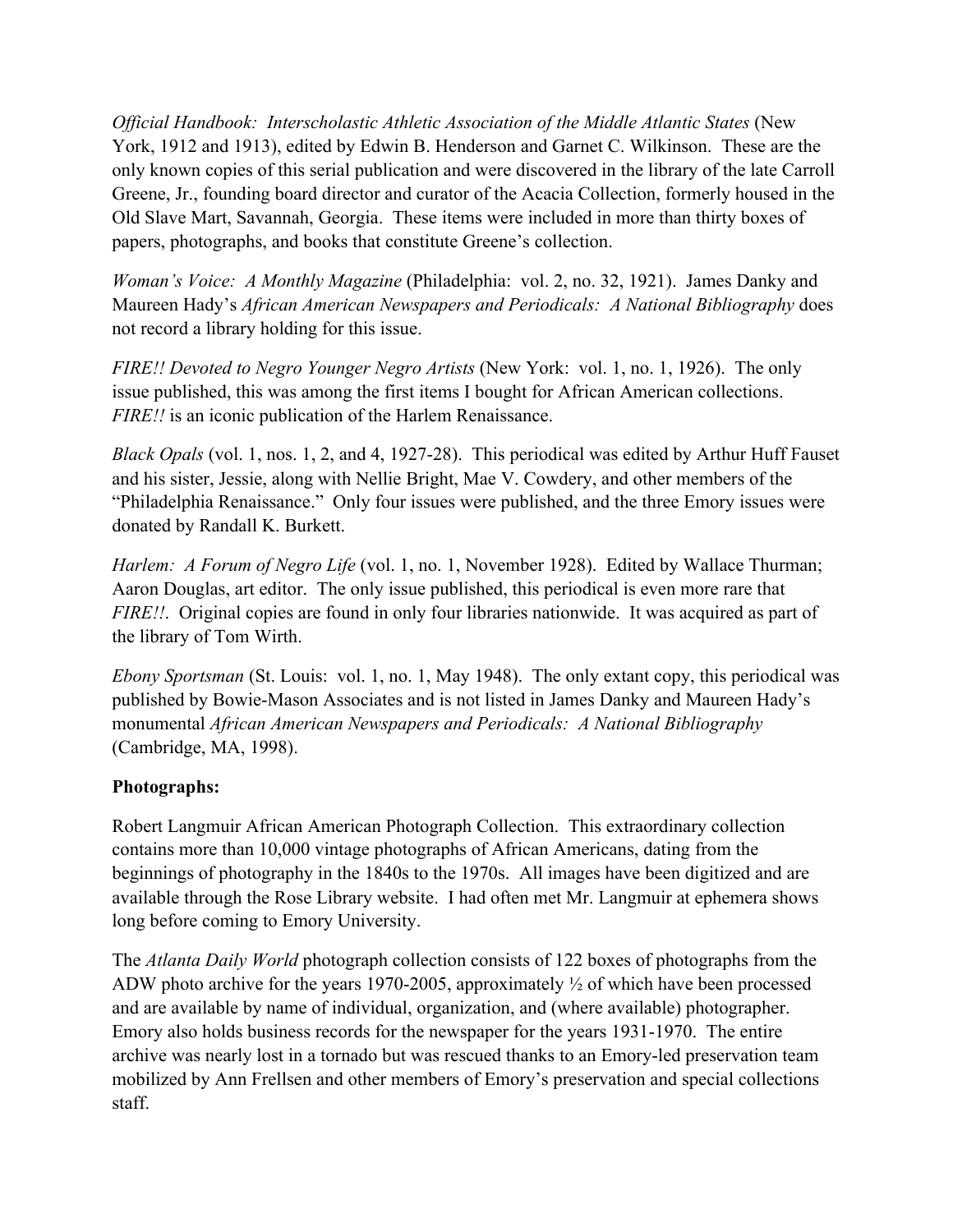*Official Handbook: Interscholastic Athletic Association of the Middle Atlantic States* (New York, 1912 and 1913), edited by Edwin B. Henderson and Garnet C. Wilkinson. These are the only known copies of this serial publication and were discovered in the library of the late Carroll Greene, Jr., founding board director and curator of the Acacia Collection, formerly housed in the Old Slave Mart, Savannah, Georgia. These items were included in more than thirty boxes of papers, photographs, and books that constitute Greene's collection.

*Woman's Voice: A Monthly Magazine* (Philadelphia: vol. 2, no. 32, 1921). James Danky and Maureen Hady's *African American Newspapers and Periodicals: A National Bibliography* does not record a library holding for this issue.

*FIRE!! Devoted to Negro Younger Negro Artists* (New York: vol. 1, no. 1, 1926). The only issue published, this was among the first items I bought for African American collections. *FIRE!!* is an iconic publication of the Harlem Renaissance.

*Black Opals* (vol. 1, nos. 1, 2, and 4, 1927-28). This periodical was edited by Arthur Huff Fauset and his sister, Jessie, along with Nellie Bright, Mae V. Cowdery, and other members of the "Philadelphia Renaissance." Only four issues were published, and the three Emory issues were donated by Randall K. Burkett.

*Harlem: A Forum of Negro Life* (vol. 1, no. 1, November 1928). Edited by Wallace Thurman; Aaron Douglas, art editor. The only issue published, this periodical is even more rare that *FIRE!!*. Original copies are found in only four libraries nationwide. It was acquired as part of the library of Tom Wirth.

*Ebony Sportsman* (St. Louis: vol. 1, no. 1, May 1948). The only extant copy, this periodical was published by Bowie-Mason Associates and is not listed in James Danky and Maureen Hady's monumental *African American Newspapers and Periodicals: A National Bibliography* (Cambridge, MA, 1998).

**Photographs:**

Robert Langmuir African American Photograph Collection. This extraordinary collection contains more than 10,000 vintage photographs of African Americans, dating from the beginnings of photography in the 1840s to the 1970s. All images have been digitized and are available through the Rose Library website. I had often met Mr. Langmuir at ephemera shows long before coming to Emory University.

The *Atlanta Daily World* photograph collection consists of 122 boxes of photographs from the ADW photo archive for the years 1970-2005, approximately ½ of which have been processed and are available by name of individual, organization, and (where available) photographer. Emory also holds business records for the newspaper for the years 1931-1970. The entire archive was nearly lost in a tornado but was rescued thanks to an Emory-led preservation team mobilized by Ann Frellsen and other members of Emory's preservation and special collections staff.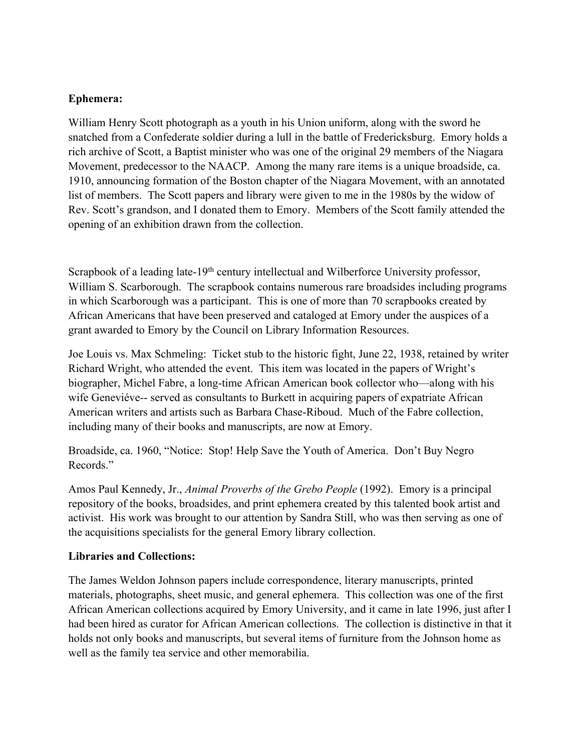**Ephemera:**

William Henry Scott photograph as a youth in his Union uniform, along with the sword he snatched from a Confederate soldier during a lull in the battle of Fredericksburg. Emory holds a rich archive of Scott, a Baptist minister who was one of the original 29 members of the Niagara Movement, predecessor to the NAACP. Among the many rare items is a unique broadside, ca. 1910, announcing formation of the Boston chapter of the Niagara Movement, with an annotated list of members. The Scott papers and library were given to me in the 1980s by the widow of Rev. Scott's grandson, and I donated them to Emory. Members of the Scott family attended the opening of an exhibition drawn from the collection.

Scrapbook of a leading late-19th century intellectual and Wilberforce University professor, William S. Scarborough. The scrapbook contains numerous rare broadsides including programs in which Scarborough was a participant. This is one of more than 70 scrapbooks created by African Americans that have been preserved and cataloged at Emory under the auspices of a grant awarded to Emory by the Council on Library Information Resources.

Joe Louis vs. Max Schmeling: Ticket stub to the historic fight, June 22, 1938, retained by writer Richard Wright, who attended the event. This item was located in the papers of Wright's biographer, Michel Fabre, a long-time African American book collector who—along with his wife Geneviéve-- served as consultants to Burkett in acquiring papers of expatriate African American writers and artists such as Barbara Chase-Riboud. Much of the Fabre collection, including many of their books and manuscripts, are now at Emory.

Broadside, ca. 1960, "Notice: Stop! Help Save the Youth of America. Don't Buy Negro Records."

Amos Paul Kennedy, Jr., *Animal Proverbs of the Grebo People* (1992). Emory is a principal repository of the books, broadsides, and print ephemera created by this talented book artist and activist. His work was brought to our attention by Sandra Still, who was then serving as one of the acquisitions specialists for the general Emory library collection.

**Libraries and Collections:**

The James Weldon Johnson papers include correspondence, literary manuscripts, printed materials, photographs, sheet music, and general ephemera. This collection was one of the first African American collections acquired by Emory University, and it came in late 1996, just after I had been hired as curator for African American collections. The collection is distinctive in that it holds not only books and manuscripts, but several items of furniture from the Johnson home as well as the family tea service and other memorabilia.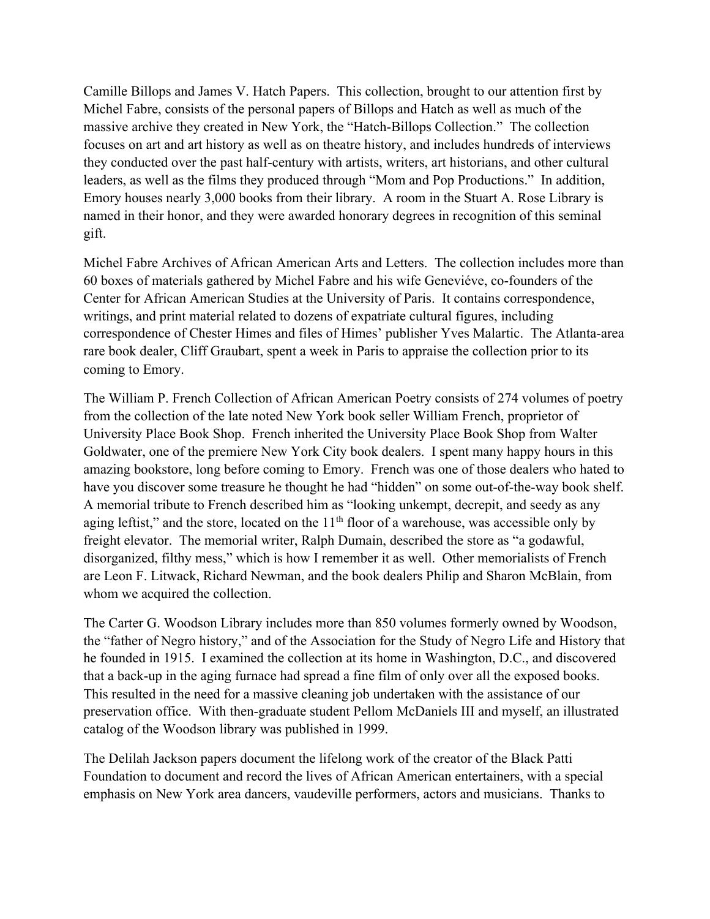Camille Billops and James V. Hatch Papers. This collection, brought to our attention first by Michel Fabre, consists of the personal papers of Billops and Hatch as well as much of the massive archive they created in New York, the "Hatch-Billops Collection." The collection focuses on art and art history as well as on theatre history, and includes hundreds of interviews they conducted over the past half-century with artists, writers, art historians, and other cultural leaders, as well as the films they produced through "Mom and Pop Productions." In addition, Emory houses nearly 3,000 books from their library. A room in the Stuart A. Rose Library is named in their honor, and they were awarded honorary degrees in recognition of this seminal gift.

Michel Fabre Archives of African American Arts and Letters. The collection includes more than 60 boxes of materials gathered by Michel Fabre and his wife Geneviéve, co-founders of the Center for African American Studies at the University of Paris. It contains correspondence, writings, and print material related to dozens of expatriate cultural figures, including correspondence of Chester Himes and files of Himes' publisher Yves Malartic. The Atlanta-area rare book dealer, Cliff Graubart, spent a week in Paris to appraise the collection prior to its coming to Emory.

The William P. French Collection of African American Poetry consists of 274 volumes of poetry from the collection of the late noted New York book seller William French, proprietor of University Place Book Shop. French inherited the University Place Book Shop from Walter Goldwater, one of the premiere New York City book dealers. I spent many happy hours in this amazing bookstore, long before coming to Emory. French was one of those dealers who hated to have you discover some treasure he thought he had "hidden" on some out-of-the-way book shelf. A memorial tribute to French described him as "looking unkempt, decrepit, and seedy as any aging leftist," and the store, located on the 11th floor of a warehouse, was accessible only by freight elevator. The memorial writer, Ralph Dumain, described the store as "a godawful, disorganized, filthy mess," which is how I remember it as well. Other memorialists of French are Leon F. Litwack, Richard Newman, and the book dealers Philip and Sharon McBlain, from whom we acquired the collection.

The Carter G. Woodson Library includes more than 850 volumes formerly owned by Woodson, the "father of Negro history," and of the Association for the Study of Negro Life and History that he founded in 1915. I examined the collection at its home in Washington, D.C., and discovered that a back-up in the aging furnace had spread a fine film of only over all the exposed books. This resulted in the need for a massive cleaning job undertaken with the assistance of our preservation office. With then-graduate student Pellom McDaniels III and myself, an illustrated catalog of the Woodson library was published in 1999.

The Delilah Jackson papers document the lifelong work of the creator of the Black Patti Foundation to document and record the lives of African American entertainers, with a special emphasis on New York area dancers, vaudeville performers, actors and musicians. Thanks to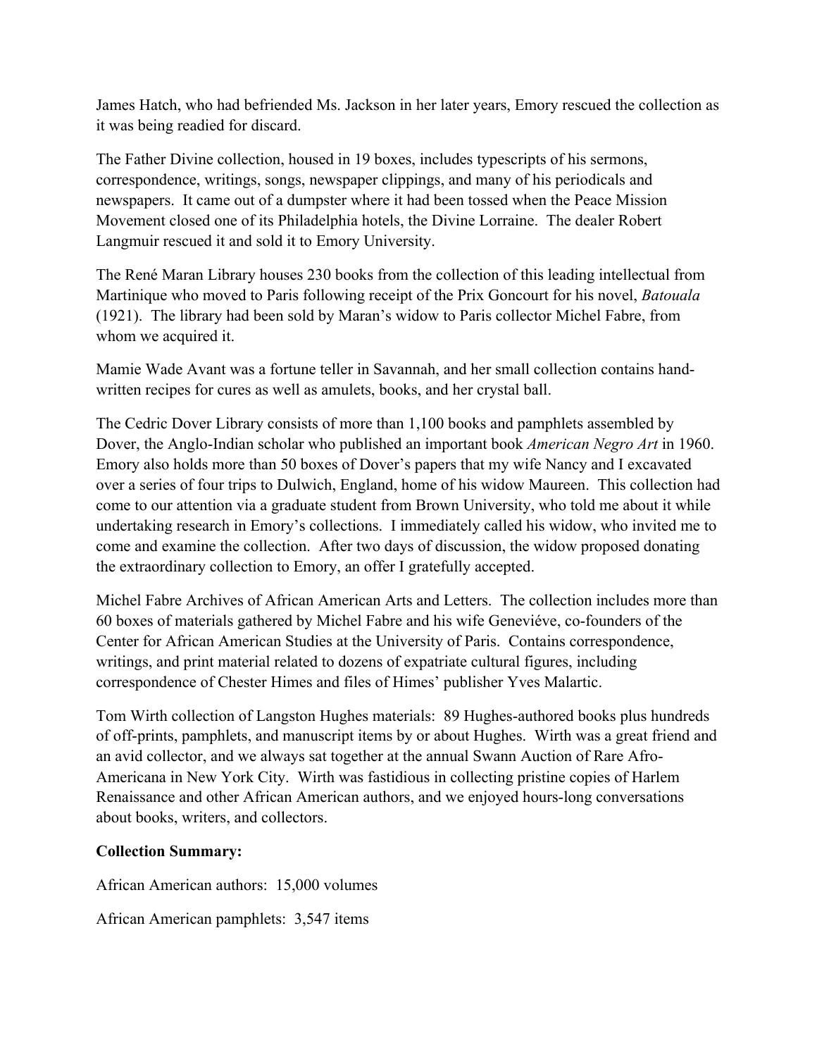James Hatch, who had befriended Ms. Jackson in her later years, Emory rescued the collection as it was being readied for discard.

The Father Divine collection, housed in 19 boxes, includes typescripts of his sermons, correspondence, writings, songs, newspaper clippings, and many of his periodicals and newspapers. It came out of a dumpster where it had been tossed when the Peace Mission Movement closed one of its Philadelphia hotels, the Divine Lorraine. The dealer Robert Langmuir rescued it and sold it to Emory University.

The René Maran Library houses 230 books from the collection of this leading intellectual from Martinique who moved to Paris following receipt of the Prix Goncourt for his novel, *Batouala* (1921). The library had been sold by Maran's widow to Paris collector Michel Fabre, from whom we acquired it.

Mamie Wade Avant was a fortune teller in Savannah, and her small collection contains hand-written recipes for cures as well as amulets, books, and her crystal ball.

The Cedric Dover Library consists of more than 1,100 books and pamphlets assembled by Dover, the Anglo-Indian scholar who published an important book *American Negro Art* in 1960. Emory also holds more than 50 boxes of Dover's papers that my wife Nancy and I excavated over a series of four trips to Dulwich, England, home of his widow Maureen. This collection had come to our attention via a graduate student from Brown University, who told me about it while undertaking research in Emory's collections. I immediately called his widow, who invited me to come and examine the collection. After two days of discussion, the widow proposed donating the extraordinary collection to Emory, an offer I gratefully accepted.

Michel Fabre Archives of African American Arts and Letters. The collection includes more than 60 boxes of materials gathered by Michel Fabre and his wife Geneviéve, co-founders of the Center for African American Studies at the University of Paris. Contains correspondence, writings, and print material related to dozens of expatriate cultural figures, including correspondence of Chester Himes and files of Himes' publisher Yves Malartic.

Tom Wirth collection of Langston Hughes materials: 89 Hughes-authored books plus hundreds of off-prints, pamphlets, and manuscript items by or about Hughes. Wirth was a great friend and an avid collector, and we always sat together at the annual Swann Auction of Rare Afro-Americana in New York City. Wirth was fastidious in collecting pristine copies of Harlem Renaissance and other African American authors, and we enjoyed hours-long conversations about books, writers, and collectors.

**Collection Summary:**

African American authors: 15,000 volumes

African American pamphlets: 3,547 items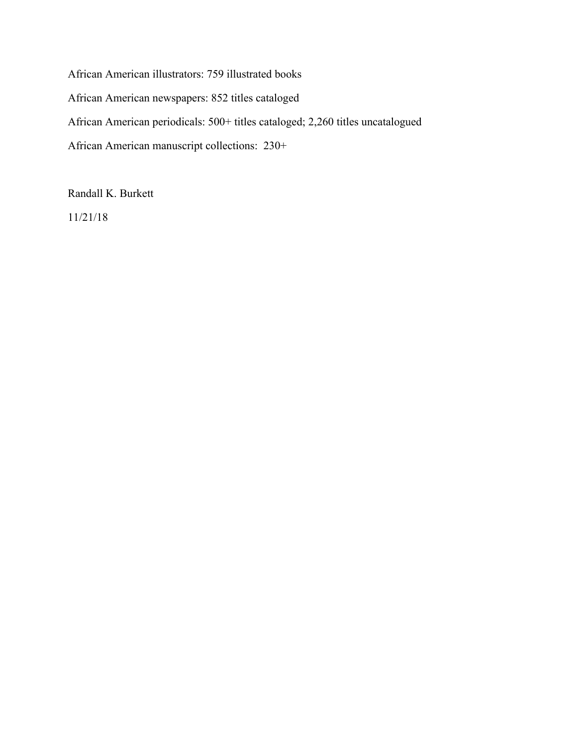African American illustrators: 759 illustrated books

African American newspapers: 852 titles cataloged

African American periodicals: 500+ titles cataloged; 2,260 titles uncatalogued

African American manuscript collections: 230+

Randall K. Burkett

11/21/18